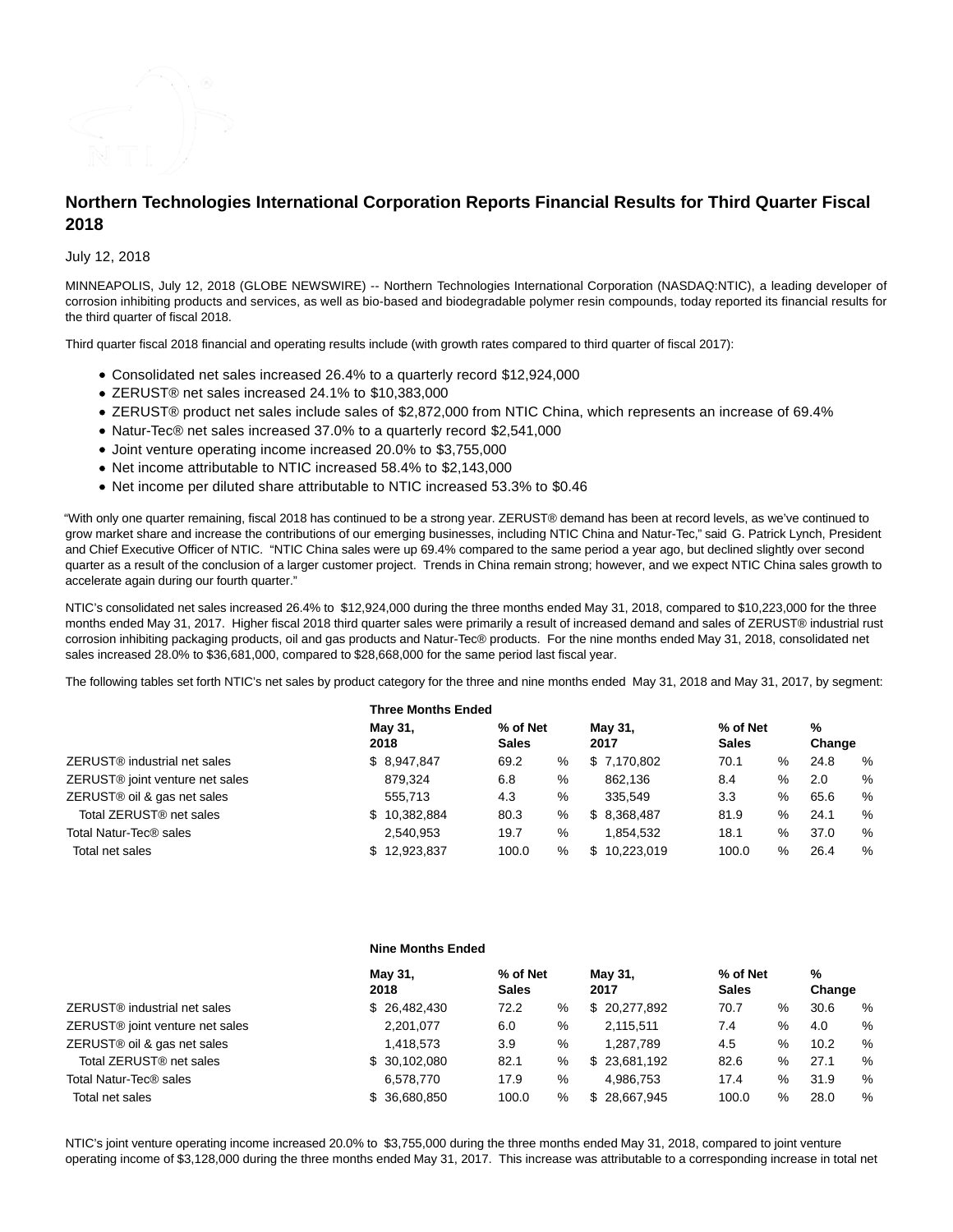# Northern Technologies International Corporation Reports Financial Results for Third Quarter Fiscal 2018

July 12, 2018

MINNEAPOLIS, July 12, 2018 (GLOBE NEWSWIRE) -- Northern Technologies International Corporation (NASDAQ:NTIC), a leading developer of corrosion inhibiting products and services, as well as bio-based and biodegradable polymer resin compounds, today reported its financial results for the third quarter of fiscal 2018.

Third quarter fiscal 2018 financial and operating results include (with growth rates compared to third quarter of fiscal 2017):

- Consolidated net sales increased 26.4% to a quarterly record $12,924,000
- ZERUST® net sales increased 24.1% to $10,383,000
- ZERUST® product net sales include sales of $2,872,000 from NTIC China, which represents an increase of 69.4%
- Natur-Tec® net sales increased 37.0% to a quarterly record $2,541,000
- Joint venture operating income increased 20.0% to $3,755,000
- Net income attributable to NTIC increased 58.4% to $2,143,000
- Net income per diluted share attributable to NTIC increased 53.3% to $0.46

"With only one quarter remaining, fiscal 2018 has continued to be a strong year. ZERUST® demand has been at record levels, as we've continued to grow market share and increase the contributions of our emerging businesses, including NTIC China and Natur-Tec," said G. Patrick Lynch, President and Chief Executive Officer of NTIC. "NTIC China sales were up 69.4% compared to the same period a year ago, but declined slightly over second quarter as a result of the conclusion of a larger customer project. Trends in China remain strong; however, and we expect NTIC China sales growth to accelerate again during our fourth quarter."

NTIC's consolidated net sales increased 26.4% to $12,924,000 during the three months ended May 31, 2018, compared to $10,223,000 for the three months ended May 31, 2017. Higher fiscal 2018 third quarter sales were primarily a result of increased demand and sales of ZERUST® industrial rust corrosion inhibiting packaging products, oil and gas products and Natur-Tec® products. For the nine months ended May 31, 2018, consolidated net sales increased 28.0% to $36,681,000, compared to $28,668,000 for the same period last fiscal year.

The following tables set forth NTIC's net sales by product category for the three and nine months ended May 31, 2018 and May 31, 2017, by segment:

| | Three Months Ended | | | | | | | |
|---|---|---|---|---|---|---|---|---|
| | May 31, 2018 | % of Net Sales | | May 31, 2017 | % of Net Sales | | % Change | |
| ZERUST® industrial net sales | $ 8,947,847 | 69.2 | % | $ 7,170,802 | 70.1 | % | 24.8 | % |
| ZERUST® joint venture net sales | 879,324 | 6.8 | % | 862,136 | 8.4 | % | 2.0 | % |
| ZERUST® oil & gas net sales | 555,713 | 4.3 | % | 335,549 | 3.3 | % | 65.6 | % |
| Total ZERUST® net sales | $ 10,382,884 | 80.3 | % | $ 8,368,487 | 81.9 | % | 24.1 | % |
| Total Natur-Tec® sales | 2,540,953 | 19.7 | % | 1,854,532 | 18.1 | % | 37.0 | % |
| Total net sales | $ 12,923,837 | 100.0 | % | $ 10,223,019 | 100.0 | % | 26.4 | % |

| | Nine Months Ended | | | | | | | |
|---|---|---|---|---|---|---|---|---|
| | May 31, 2018 | % of Net Sales | | May 31, 2017 | % of Net Sales | | % Change | |
| ZERUST® industrial net sales | $ 26,482,430 | 72.2 | % | $ 20,277,892 | 70.7 | % | 30.6 | % |
| ZERUST® joint venture net sales | 2,201,077 | 6.0 | % | 2,115,511 | 7.4 | % | 4.0 | % |
| ZERUST® oil & gas net sales | 1,418,573 | 3.9 | % | 1,287,789 | 4.5 | % | 10.2 | % |
| Total ZERUST® net sales | $ 30,102,080 | 82.1 | % | $ 23,681,192 | 82.6 | % | 27.1 | % |
| Total Natur-Tec® sales | 6,578,770 | 17.9 | % | 4,986,753 | 17.4 | % | 31.9 | % |
| Total net sales | $ 36,680,850 | 100.0 | % | $ 28,667,945 | 100.0 | % | 28.0 | % |

NTIC's joint venture operating income increased 20.0% to $3,755,000 during the three months ended May 31, 2018, compared to joint venture operating income of $3,128,000 during the three months ended May 31, 2017. This increase was attributable to a corresponding increase in total net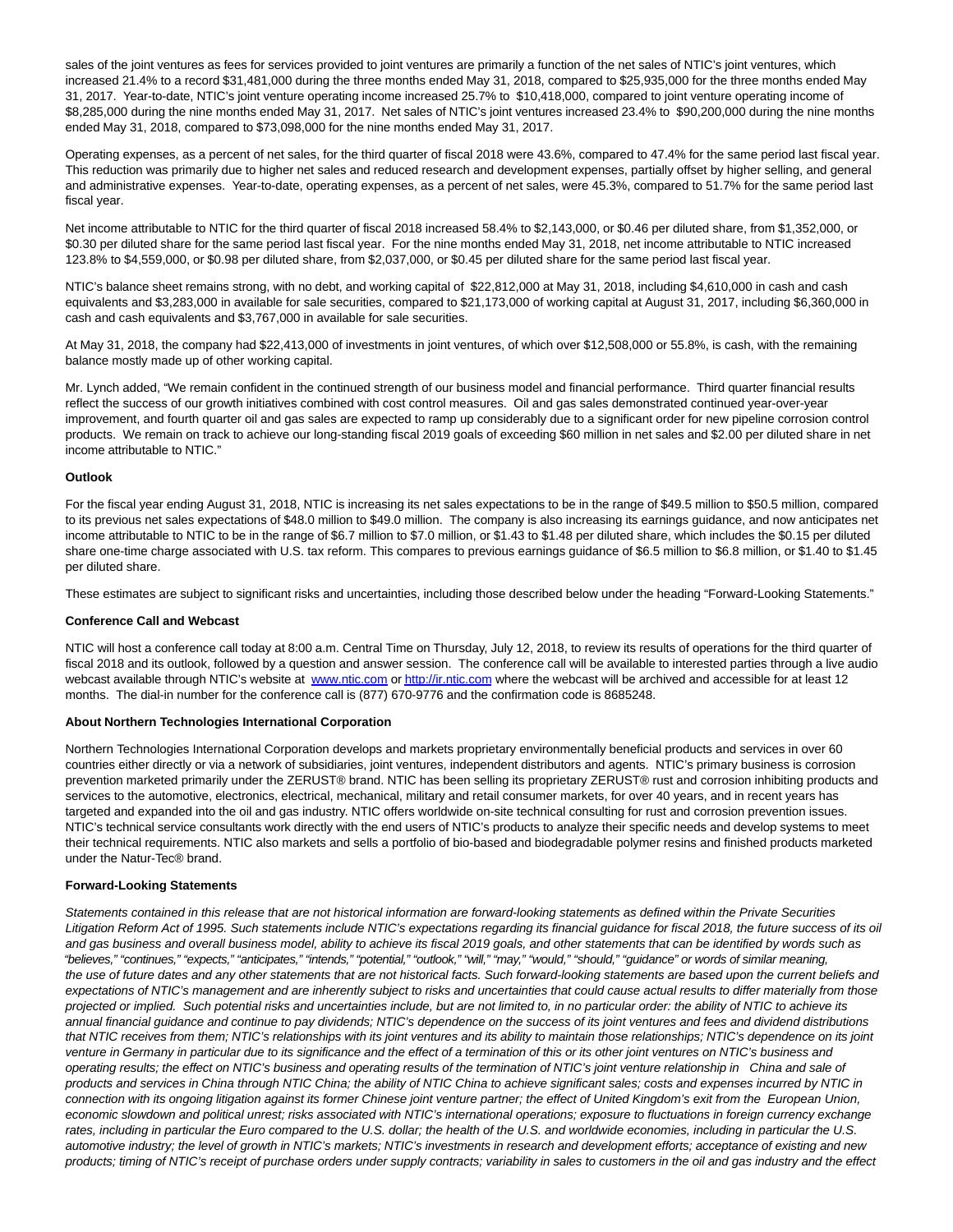sales of the joint ventures as fees for services provided to joint ventures are primarily a function of the net sales of NTIC's joint ventures, which increased 21.4% to a record $31,481,000 during the three months ended May 31, 2018, compared to $25,935,000 for the three months ended May 31, 2017. Year-to-date, NTIC's joint venture operating income increased 25.7% to $10,418,000, compared to joint venture operating income of $8,285,000 during the nine months ended May 31, 2017. Net sales of NTIC's joint ventures increased 23.4% to $90,200,000 during the nine months ended May 31, 2018, compared to $73,098,000 for the nine months ended May 31, 2017.

Operating expenses, as a percent of net sales, for the third quarter of fiscal 2018 were 43.6%, compared to 47.4% for the same period last fiscal year. This reduction was primarily due to higher net sales and reduced research and development expenses, partially offset by higher selling, and general and administrative expenses. Year-to-date, operating expenses, as a percent of net sales, were 45.3%, compared to 51.7% for the same period last fiscal year.

Net income attributable to NTIC for the third quarter of fiscal 2018 increased 58.4% to $2,143,000, or $0.46 per diluted share, from $1,352,000, or $0.30 per diluted share for the same period last fiscal year. For the nine months ended May 31, 2018, net income attributable to NTIC increased 123.8% to $4,559,000, or $0.98 per diluted share, from $2,037,000, or $0.45 per diluted share for the same period last fiscal year.

NTIC's balance sheet remains strong, with no debt, and working capital of $22,812,000 at May 31, 2018, including $4,610,000 in cash and cash equivalents and $3,283,000 in available for sale securities, compared to $21,173,000 of working capital at August 31, 2017, including $6,360,000 in cash and cash equivalents and $3,767,000 in available for sale securities.

At May 31, 2018, the company had $22,413,000 of investments in joint ventures, of which over $12,508,000 or 55.8%, is cash, with the remaining balance mostly made up of other working capital.

Mr. Lynch added, "We remain confident in the continued strength of our business model and financial performance. Third quarter financial results reflect the success of our growth initiatives combined with cost control measures. Oil and gas sales demonstrated continued year-over-year improvement, and fourth quarter oil and gas sales are expected to ramp up considerably due to a significant order for new pipeline corrosion control products. We remain on track to achieve our long-standing fiscal 2019 goals of exceeding $60 million in net sales and $2.00 per diluted share in net income attributable to NTIC."

**Outlook**

For the fiscal year ending August 31, 2018, NTIC is increasing its net sales expectations to be in the range of $49.5 million to $50.5 million, compared to its previous net sales expectations of $48.0 million to $49.0 million. The company is also increasing its earnings guidance, and now anticipates net income attributable to NTIC to be in the range of $6.7 million to $7.0 million, or $1.43 to $1.48 per diluted share, which includes the $0.15 per diluted share one-time charge associated with U.S. tax reform. This compares to previous earnings guidance of $6.5 million to $6.8 million, or $1.40 to $1.45 per diluted share.

These estimates are subject to significant risks and uncertainties, including those described below under the heading "Forward-Looking Statements."

**Conference Call and Webcast**

NTIC will host a conference call today at 8:00 a.m. Central Time on Thursday, July 12, 2018, to review its results of operations for the third quarter of fiscal 2018 and its outlook, followed by a question and answer session. The conference call will be available to interested parties through a live audio webcast available through NTIC's website at [www.ntic.com](www.ntic.com) or [http://ir.ntic.com](http://ir.ntic.com) where the webcast will be archived and accessible for at least 12 months. The dial-in number for the conference call is (877) 670-9776 and the confirmation code is 8685248.

**About Northern Technologies International Corporation**

Northern Technologies International Corporation develops and markets proprietary environmentally beneficial products and services in over 60 countries either directly or via a network of subsidiaries, joint ventures, independent distributors and agents. NTIC's primary business is corrosion prevention marketed primarily under the ZERUST® brand. NTIC has been selling its proprietary ZERUST® rust and corrosion inhibiting products and services to the automotive, electronics, electrical, mechanical, military and retail consumer markets, for over 40 years, and in recent years has targeted and expanded into the oil and gas industry. NTIC offers worldwide on-site technical consulting for rust and corrosion prevention issues. NTIC's technical service consultants work directly with the end users of NTIC's products to analyze their specific needs and develop systems to meet their technical requirements. NTIC also markets and sells a portfolio of bio-based and biodegradable polymer resins and finished products marketed under the Natur-Tec® brand.

**Forward-Looking Statements**

*Statements contained in this release that are not historical information are forward-looking statements as defined within the Private Securities Litigation Reform Act of 1995. Such statements include NTIC's expectations regarding its financial guidance for fiscal 2018, the future success of its oil and gas business and overall business model, ability to achieve its fiscal 2019 goals, and other statements that can be identified by words such as "believes," "continues," "expects," "anticipates," "intends," "potential," "outlook," "will," "may," "would," "should," "guidance" or words of similar meaning, the use of future dates and any other statements that are not historical facts. Such forward-looking statements are based upon the current beliefs and expectations of NTIC's management and are inherently subject to risks and uncertainties that could cause actual results to differ materially from those projected or implied. Such potential risks and uncertainties include, but are not limited to, in no particular order: the ability of NTIC to achieve its annual financial guidance and continue to pay dividends; NTIC's dependence on the success of its joint ventures and fees and dividend distributions that NTIC receives from them; NTIC's relationships with its joint ventures and its ability to maintain those relationships; NTIC's dependence on its joint venture in Germany in particular due to its significance and the effect of a termination of this or its other joint ventures on NTIC's business and operating results; the effect on NTIC's business and operating results of the termination of NTIC's joint venture relationship in China and sale of products and services in China through NTIC China; the ability of NTIC China to achieve significant sales; costs and expenses incurred by NTIC in connection with its ongoing litigation against its former Chinese joint venture partner; the effect of United Kingdom's exit from the European Union, economic slowdown and political unrest; risks associated with NTIC's international operations; exposure to fluctuations in foreign currency exchange rates, including in particular the Euro compared to the U.S. dollar; the health of the U.S. and worldwide economies, including in particular the U.S. automotive industry; the level of growth in NTIC's markets; NTIC's investments in research and development efforts; acceptance of existing and new products; timing of NTIC's receipt of purchase orders under supply contracts; variability in sales to customers in the oil and gas industry and the effect*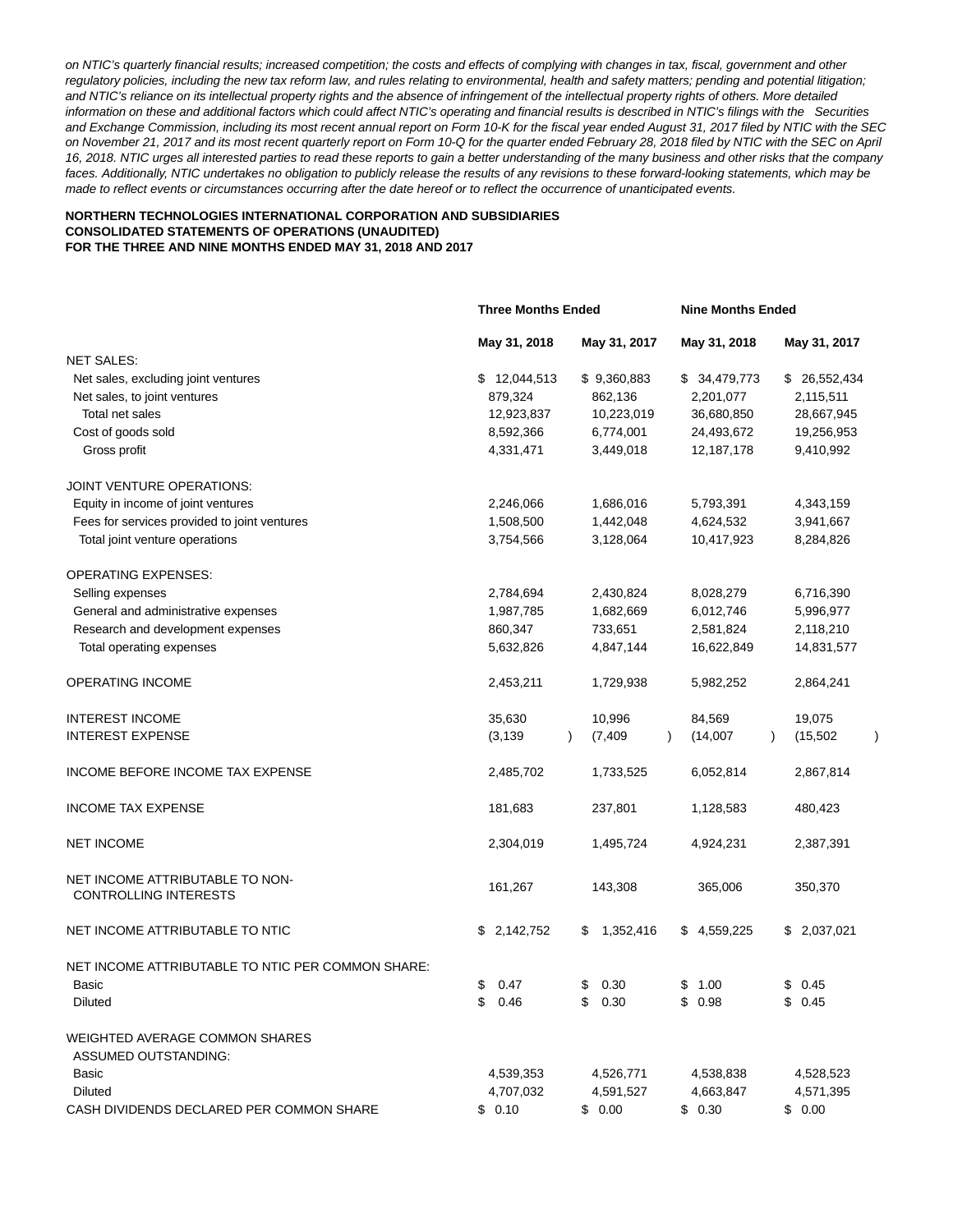*on NTIC's quarterly financial results; increased competition; the costs and effects of complying with changes in tax, fiscal, government and other regulatory policies, including the new tax reform law, and rules relating to environmental, health and safety matters; pending and potential litigation; and NTIC's reliance on its intellectual property rights and the absence of infringement of the intellectual property rights of others. More detailed information on these and additional factors which could affect NTIC's operating and financial results is described in NTIC's filings with the Securities and Exchange Commission, including its most recent annual report on Form 10-K for the fiscal year ended August 31, 2017 filed by NTIC with the SEC on November 21, 2017 and its most recent quarterly report on Form 10-Q for the quarter ended February 28, 2018 filed by NTIC with the SEC on April 16, 2018. NTIC urges all interested parties to read these reports to gain a better understanding of the many business and other risks that the company faces. Additionally, NTIC undertakes no obligation to publicly release the results of any revisions to these forward-looking statements, which may be made to reflect events or circumstances occurring after the date hereof or to reflect the occurrence of unanticipated events.*

**NORTHERN TECHNOLOGIES INTERNATIONAL CORPORATION AND SUBSIDIARIES**
**CONSOLIDATED STATEMENTS OF OPERATIONS (UNAUDITED)**
**FOR THE THREE AND NINE MONTHS ENDED MAY 31, 2018 AND 2017**

| | **Three Months Ended** | | **Nine Months Ended** | |
|---|---|---|---|---|
| | **May 31, 2018** | **May 31, 2017** | **May 31, 2018** | **May 31, 2017** |
| NET SALES: | | | | |
| Net sales, excluding joint ventures | $ 12,044,513 | $ 9,360,883 | $ 34,479,773 | $ 26,552,434 |
| Net sales, to joint ventures | 879,324 | 862,136 | 2,201,077 | 2,115,511 |
| Total net sales | 12,923,837 | 10,223,019 | 36,680,850 | 28,667,945 |
| Cost of goods sold | 8,592,366 | 6,774,001 | 24,493,672 | 19,256,953 |
| Gross profit | 4,331,471 | 3,449,018 | 12,187,178 | 9,410,992 |
| JOINT VENTURE OPERATIONS: | | | | |
| Equity in income of joint ventures | 2,246,066 | 1,686,016 | 5,793,391 | 4,343,159 |
| Fees for services provided to joint ventures | 1,508,500 | 1,442,048 | 4,624,532 | 3,941,667 |
| Total joint venture operations | 3,754,566 | 3,128,064 | 10,417,923 | 8,284,826 |
| OPERATING EXPENSES: | | | | |
| Selling expenses | 2,784,694 | 2,430,824 | 8,028,279 | 6,716,390 |
| General and administrative expenses | 1,987,785 | 1,682,669 | 6,012,746 | 5,996,977 |
| Research and development expenses | 860,347 | 733,651 | 2,581,824 | 2,118,210 |
| Total operating expenses | 5,632,826 | 4,847,144 | 16,622,849 | 14,831,577 |
| OPERATING INCOME | 2,453,211 | 1,729,938 | 5,982,252 | 2,864,241 |
| INTEREST INCOME | 35,630 | 10,996 | 84,569 | 19,075 |
| INTEREST EXPENSE | (3,139) | (7,409) | (14,007) | (15,502) |
| INCOME BEFORE INCOME TAX EXPENSE | 2,485,702 | 1,733,525 | 6,052,814 | 2,867,814 |
| INCOME TAX EXPENSE | 181,683 | 237,801 | 1,128,583 | 480,423 |
| NET INCOME | 2,304,019 | 1,495,724 | 4,924,231 | 2,387,391 |
| NET INCOME ATTRIBUTABLE TO NON-CONTROLLING INTERESTS | 161,267 | 143,308 | 365,006 | 350,370 |
| NET INCOME ATTRIBUTABLE TO NTIC | $ 2,142,752 | $ 1,352,416 | $ 4,559,225 | $ 2,037,021 |
| NET INCOME ATTRIBUTABLE TO NTIC PER COMMON SHARE: | | | | |
| Basic | $ 0.47 | $ 0.30 | $ 1.00 | $ 0.45 |
| Diluted | $ 0.46 | $ 0.30 | $ 0.98 | $ 0.45 |
| WEIGHTED AVERAGE COMMON SHARES ASSUMED OUTSTANDING: | | | | |
| Basic | 4,539,353 | 4,526,771 | 4,538,838 | 4,528,523 |
| Diluted | 4,707,032 | 4,591,527 | 4,663,847 | 4,571,395 |
| CASH DIVIDENDS DECLARED PER COMMON SHARE | $ 0.10 | $ 0.00 | $ 0.30 | $ 0.00 |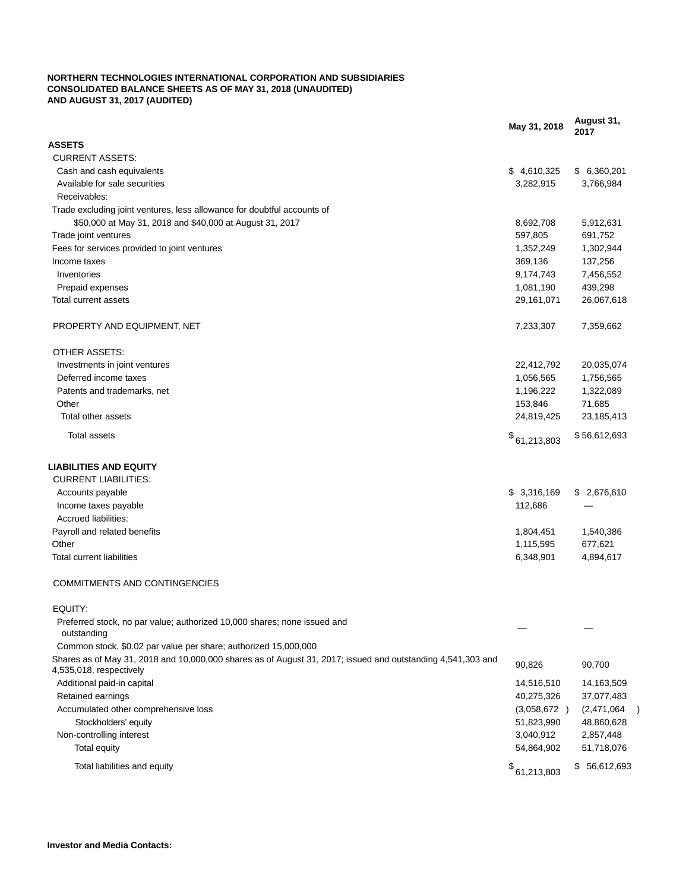**NORTHERN TECHNOLOGIES INTERNATIONAL CORPORATION AND SUBSIDIARIES**
**CONSOLIDATED BALANCE SHEETS AS OF MAY 31, 2018 (UNAUDITED)**
**AND AUGUST 31, 2017 (AUDITED)**

| | May 31, 2018 | August 31, 2017 |
|---|---|---|
| **ASSETS** | | |
| CURRENT ASSETS: | | |
| Cash and cash equivalents | $ 4,610,325 | $ 6,360,201 |
| Available for sale securities | 3,282,915 | 3,766,984 |
| Receivables: | | |
| Trade excluding joint ventures, less allowance for doubtful accounts of $50,000 at May 31, 2018 and $40,000 at August 31, 2017 | 8,692,708 | 5,912,631 |
| Trade joint ventures | 597,805 | 691,752 |
| Fees for services provided to joint ventures | 1,352,249 | 1,302,944 |
| Income taxes | 369,136 | 137,256 |
| Inventories | 9,174,743 | 7,456,552 |
| Prepaid expenses | 1,081,190 | 439,298 |
| Total current assets | 29,161,071 | 26,067,618 |
| | | |
| PROPERTY AND EQUIPMENT, NET | 7,233,307 | 7,359,662 |
| | | |
| OTHER ASSETS: | | |
| Investments in joint ventures | 22,412,792 | 20,035,074 |
| Deferred income taxes | 1,056,565 | 1,756,565 |
| Patents and trademarks, net | 1,196,222 | 1,322,089 |
| Other | 153,846 | 71,685 |
| Total other assets | 24,819,425 | 23,185,413 |
| Total assets | $ 61,213,803 | $ 56,612,693 |
| | | |
| **LIABILITIES AND EQUITY** | | |
| CURRENT LIABILITIES: | | |
| Accounts payable | $ 3,316,169 | $ 2,676,610 |
| Income taxes payable | 112,686 | — |
| Accrued liabilities: | | |
| Payroll and related benefits | 1,804,451 | 1,540,386 |
| Other | 1,115,595 | 677,621 |
| Total current liabilities | 6,348,901 | 4,894,617 |
| | | |
| COMMITMENTS AND CONTINGENCIES | | |
| | | |
| EQUITY: | | |
| Preferred stock, no par value; authorized 10,000 shares; none issued and outstanding | — | — |
| Common stock, $0.02 par value per share; authorized 15,000,000 Shares as of May 31, 2018 and 10,000,000 shares as of August 31, 2017; issued and outstanding 4,541,303 and 4,535,018, respectively | 90,826 | 90,700 |
| Additional paid-in capital | 14,516,510 | 14,163,509 |
| Retained earnings | 40,275,326 | 37,077,483 |
| Accumulated other comprehensive loss | (3,058,672) | (2,471,064) |
| Stockholders' equity | 51,823,990 | 48,860,628 |
| Non-controlling interest | 3,040,912 | 2,857,448 |
| Total equity | 54,864,902 | 51,718,076 |
| Total liabilities and equity | $ 61,213,803 | $ 56,612,693 |

**Investor and Media Contacts:**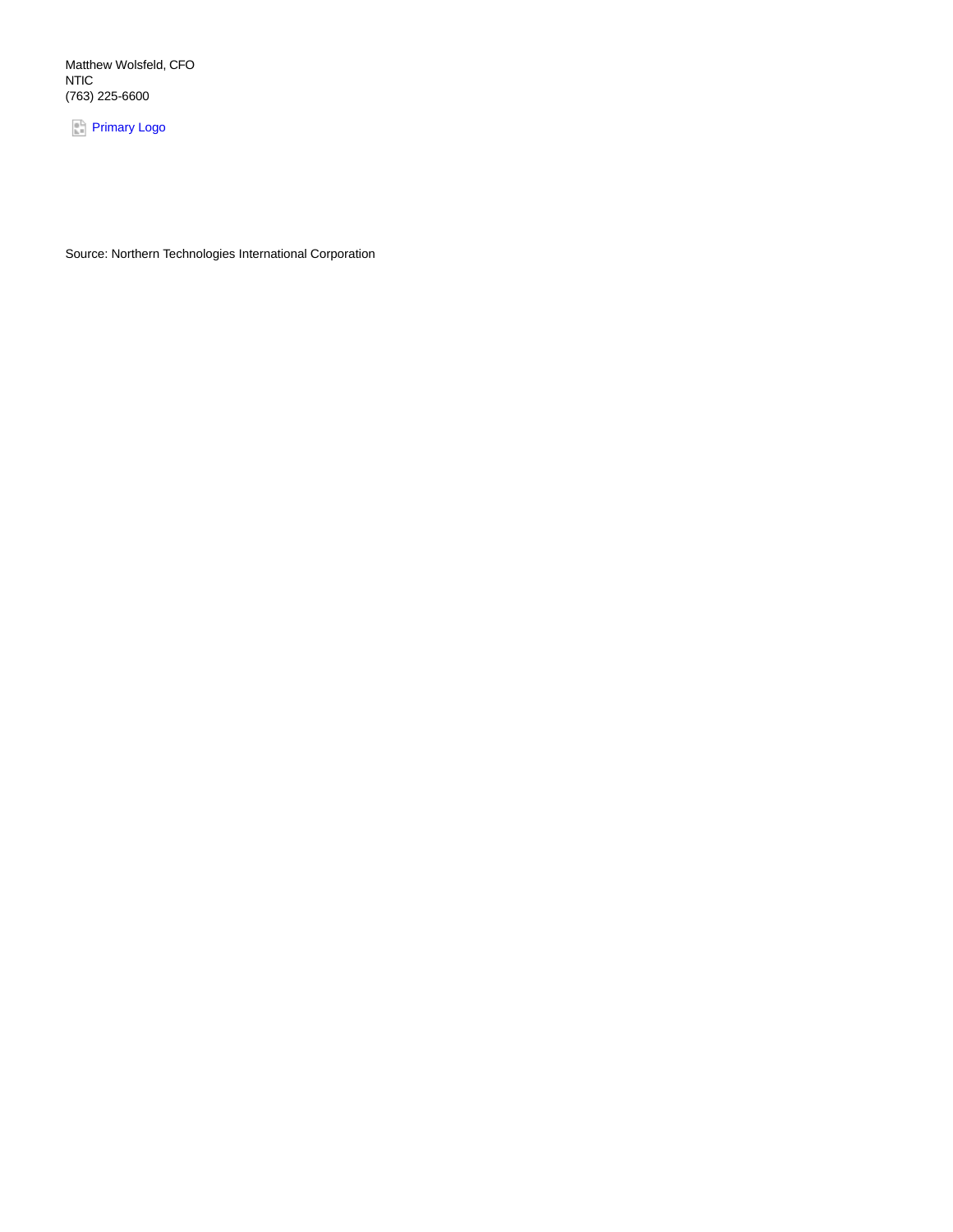Matthew Wolsfeld, CFO
NTIC
(763) 225-6600

Primary Logo

Source: Northern Technologies International Corporation